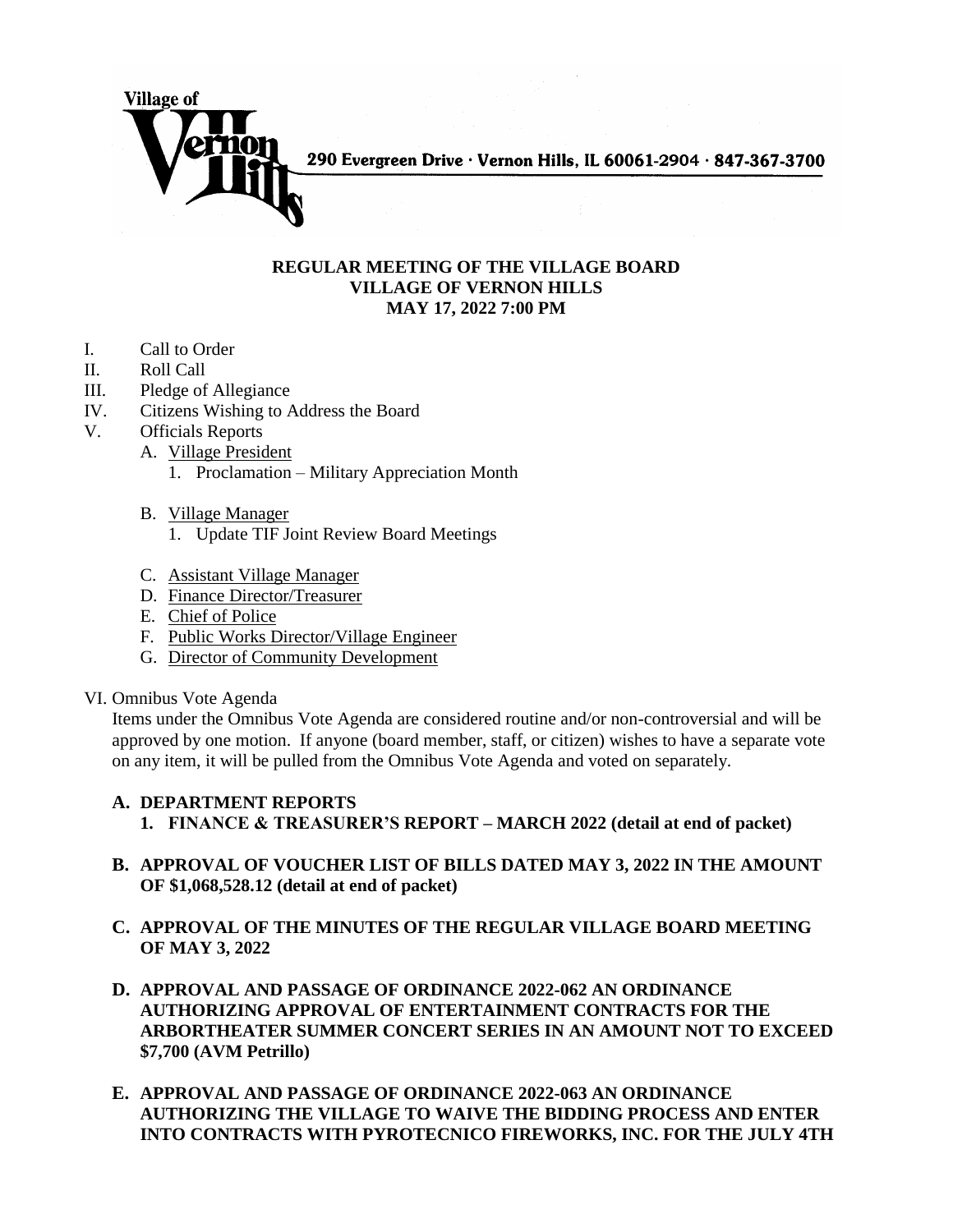Village of Vernon Hills

290 Evergreen Drive · Vernon Hills, IL 60061-2904 · 847-367-3700

**REGULAR MEETING OF THE VILLAGE BOARD**
**VILLAGE OF VERNON HILLS**
**MAY 17, 2022 7:00 PM**

I. Call to Order
II. Roll Call
III. Pledge of Allegiance
IV. Citizens Wishing to Address the Board
V. Officials Reports
   A. Village President
      1. Proclamation – Military Appreciation Month

   B. Village Manager
      1. Update TIF Joint Review Board Meetings

   C. Assistant Village Manager
   D. Finance Director/Treasurer
   E. Chief of Police
   F. Public Works Director/Village Engineer
   G. Director of Community Development

VI. Omnibus Vote Agenda

Items under the Omnibus Vote Agenda are considered routine and/or non-controversial and will be approved by one motion. If anyone (board member, staff, or citizen) wishes to have a separate vote on any item, it will be pulled from the Omnibus Vote Agenda and voted on separately.

**A. DEPARTMENT REPORTS**
   **1. FINANCE & TREASURER'S REPORT – MARCH 2022 (detail at end of packet)**

**B. APPROVAL OF VOUCHER LIST OF BILLS DATED MAY 3, 2022 IN THE AMOUNT OF $1,068,528.12 (detail at end of packet)**

**C. APPROVAL OF THE MINUTES OF THE REGULAR VILLAGE BOARD MEETING OF MAY 3, 2022**

**D. APPROVAL AND PASSAGE OF ORDINANCE 2022-062 AN ORDINANCE AUTHORIZING APPROVAL OF ENTERTAINMENT CONTRACTS FOR THE ARBORTHEATER SUMMER CONCERT SERIES IN AN AMOUNT NOT TO EXCEED $7,700 (AVM Petrillo)**

**E. APPROVAL AND PASSAGE OF ORDINANCE 2022-063 AN ORDINANCE AUTHORIZING THE VILLAGE TO WAIVE THE BIDDING PROCESS AND ENTER INTO CONTRACTS WITH PYROTECNICO FIREWORKS, INC. FOR THE JULY 4TH**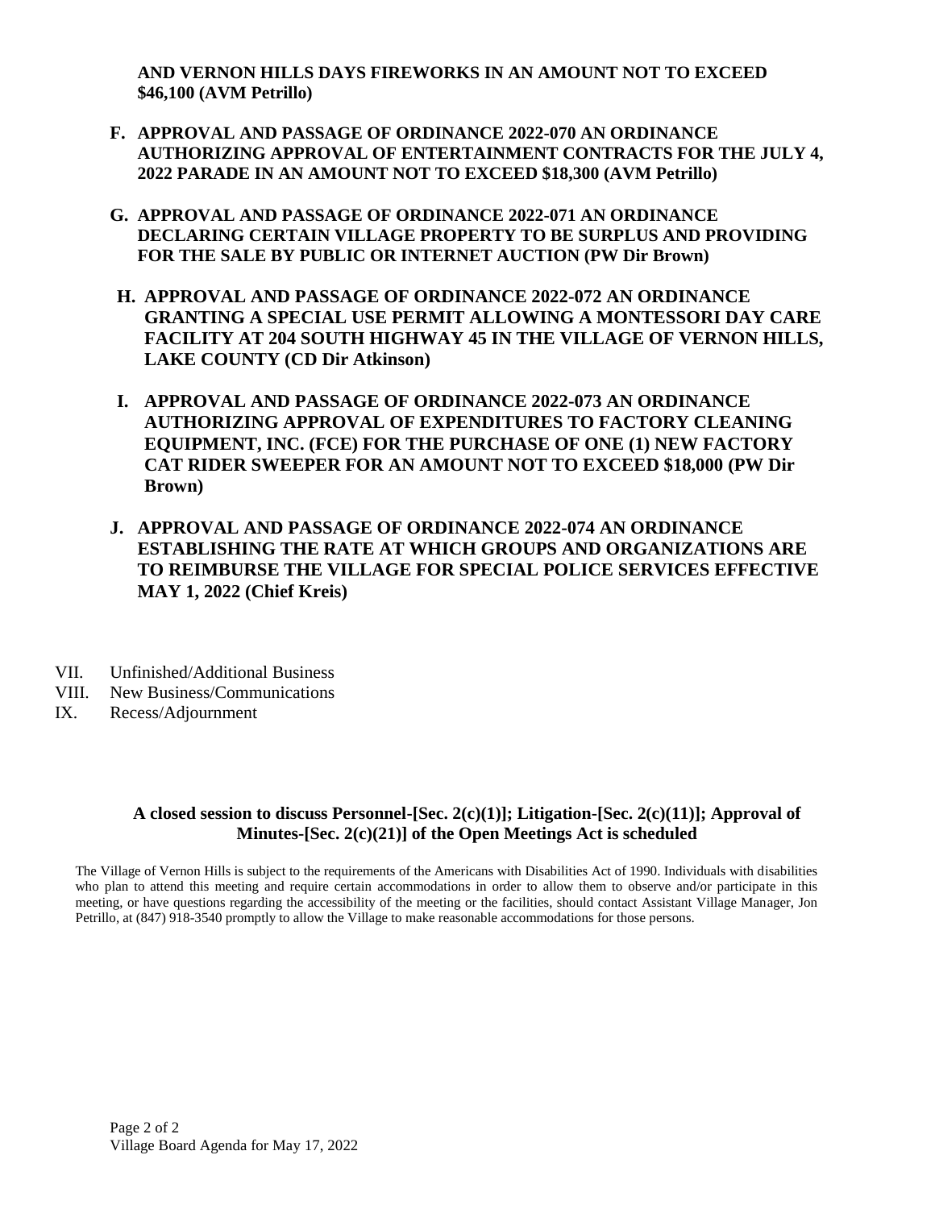**AND VERNON HILLS DAYS FIREWORKS IN AN AMOUNT NOT TO EXCEED $46,100 (AVM Petrillo)**

- **F. APPROVAL AND PASSAGE OF ORDINANCE 2022-070 AN ORDINANCE AUTHORIZING APPROVAL OF ENTERTAINMENT CONTRACTS FOR THE JULY 4, 2022 PARADE IN AN AMOUNT NOT TO EXCEED $18,300 (AVM Petrillo)**

- **G. APPROVAL AND PASSAGE OF ORDINANCE 2022-071 AN ORDINANCE DECLARING CERTAIN VILLAGE PROPERTY TO BE SURPLUS AND PROVIDING FOR THE SALE BY PUBLIC OR INTERNET AUCTION (PW Dir Brown)**

- **H. APPROVAL AND PASSAGE OF ORDINANCE 2022-072 AN ORDINANCE GRANTING A SPECIAL USE PERMIT ALLOWING A MONTESSORI DAY CARE FACILITY AT 204 SOUTH HIGHWAY 45 IN THE VILLAGE OF VERNON HILLS, LAKE COUNTY (CD Dir Atkinson)**

- **I. APPROVAL AND PASSAGE OF ORDINANCE 2022-073 AN ORDINANCE AUTHORIZING APPROVAL OF EXPENDITURES TO FACTORY CLEANING EQUIPMENT, INC. (FCE) FOR THE PURCHASE OF ONE (1) NEW FACTORY CAT RIDER SWEEPER FOR AN AMOUNT NOT TO EXCEED $18,000 (PW Dir Brown)**

- **J. APPROVAL AND PASSAGE OF ORDINANCE 2022-074 AN ORDINANCE ESTABLISHING THE RATE AT WHICH GROUPS AND ORGANIZATIONS ARE TO REIMBURSE THE VILLAGE FOR SPECIAL POLICE SERVICES EFFECTIVE MAY 1, 2022 (Chief Kreis)**

VII. Unfinished/Additional Business
VIII. New Business/Communications
IX. Recess/Adjournment

**A closed session to discuss Personnel-[Sec. 2(c)(1)]; Litigation-[Sec. 2(c)(11)]; Approval of Minutes-[Sec. 2(c)(21)] of the Open Meetings Act is scheduled**

The Village of Vernon Hills is subject to the requirements of the Americans with Disabilities Act of 1990. Individuals with disabilities who plan to attend this meeting and require certain accommodations in order to allow them to observe and/or participate in this meeting, or have questions regarding the accessibility of the meeting or the facilities, should contact Assistant Village Manager, Jon Petrillo, at (847) 918-3540 promptly to allow the Village to make reasonable accommodations for those persons.